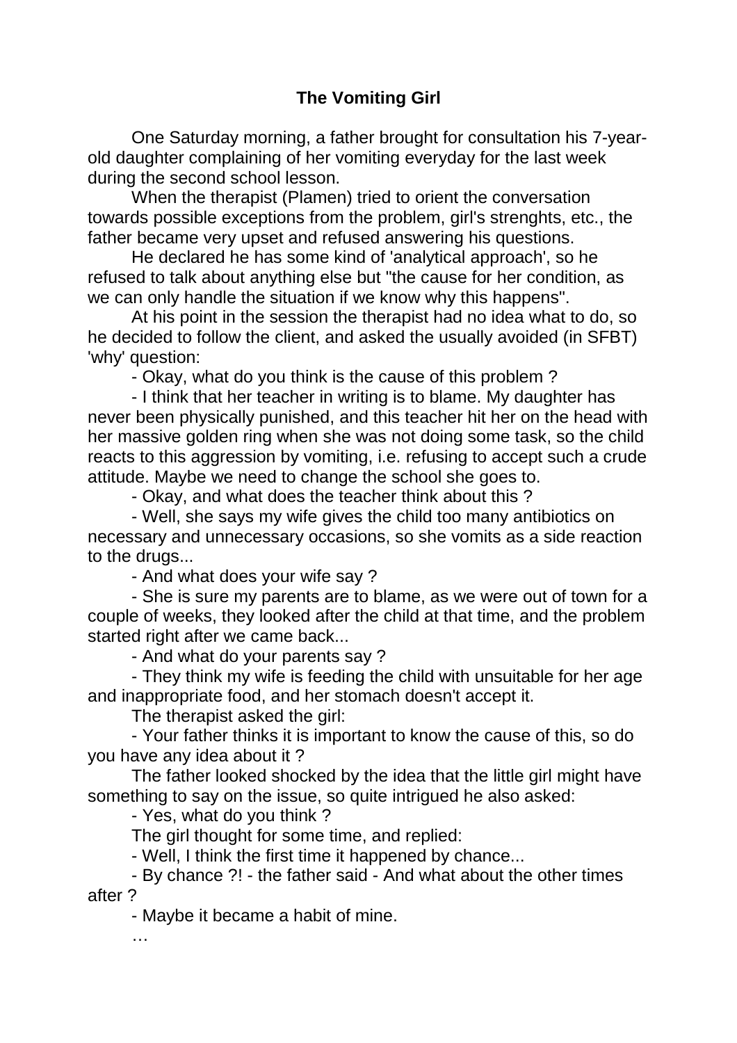# The Vomiting Girl

One Saturday morning, a father brought for consultation his 7-year-old daughter complaining of her vomiting everyday for the last week during the second school lesson.

When the therapist (Plamen) tried to orient the conversation towards possible exceptions from the problem, girl's strenghts, etc., the father became very upset and refused answering his questions.

He declared he has some kind of 'analytical approach', so he refused to talk about anything else but "the cause for her condition, as we can only handle the situation if we know why this happens".

At his point in the session the therapist had no idea what to do, so he decided to follow the client, and asked the usually avoided (in SFBT) 'why' question:

- Okay, what do you think is the cause of this problem ?

- I think that her teacher in writing is to blame. My daughter has never been physically punished, and this teacher hit her on the head with her massive golden ring when she was not doing some task, so the child reacts to this aggression by vomiting, i.e. refusing to accept such a crude attitude. Maybe we need to change the school she goes to.

- Okay, and what does the teacher think about this ?

- Well, she says my wife gives the child too many antibiotics on necessary and unnecessary occasions, so she vomits as a side reaction to the drugs...

- And what does your wife say ?

- She is sure my parents are to blame, as we were out of town for a couple of weeks, they looked after the child at that time, and the problem started right after we came back...

- And what do your parents say ?

- They think my wife is feeding the child with unsuitable for her age and inappropriate food, and her stomach doesn't accept it.

The therapist asked the girl:

- Your father thinks it is important to know the cause of this, so do you have any idea about it ?

The father looked shocked by the idea that the little girl might have something to say on the issue, so quite intrigued he also asked:

- Yes, what do you think ?

The girl thought for some time, and replied:

- Well, I think the first time it happened by chance...

- By chance ?! - the father said - And what about the other times after ?

- Maybe it became a habit of mine.

…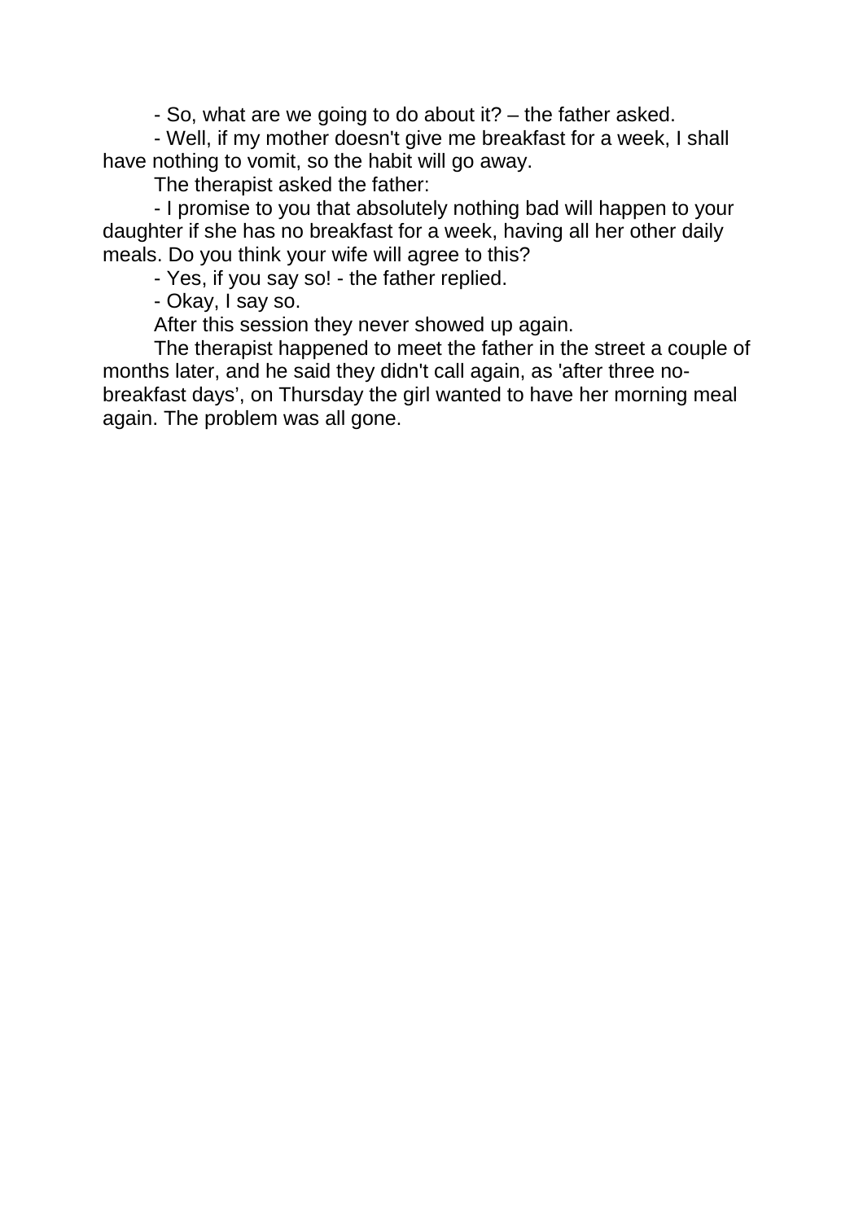- So, what are we going to do about it? – the father asked.

- Well, if my mother doesn't give me breakfast for a week, I shall have nothing to vomit, so the habit will go away.

The therapist asked the father:

- I promise to you that absolutely nothing bad will happen to your daughter if she has no breakfast for a week, having all her other daily meals. Do you think your wife will agree to this?

- Yes, if you say so! - the father replied.

- Okay, I say so.

After this session they never showed up again.

The therapist happened to meet the father in the street a couple of months later, and he said they didn't call again, as 'after three no-breakfast days', on Thursday the girl wanted to have her morning meal again. The problem was all gone.